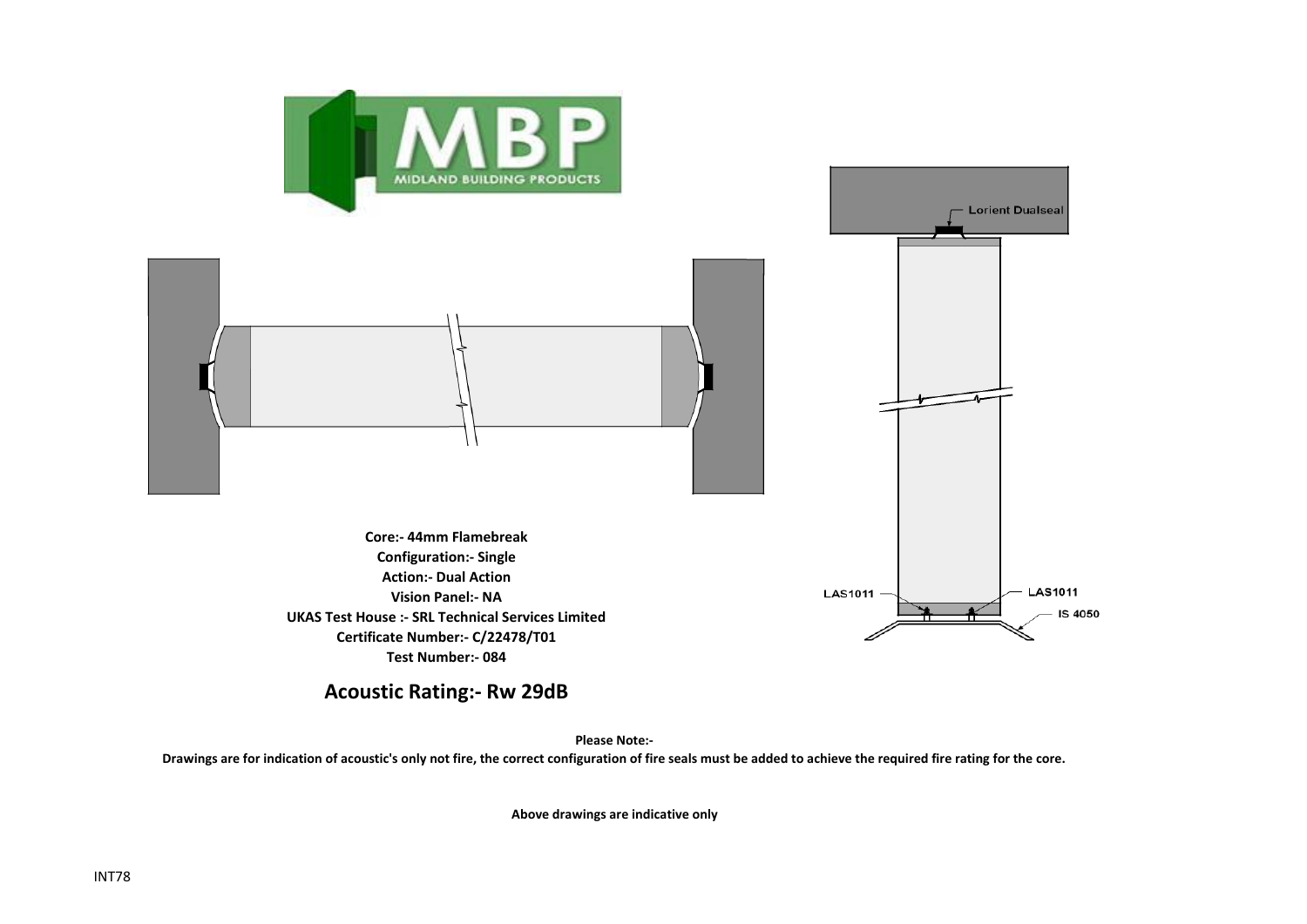Lorient Dualseal

LAS1011

LAS1011

IS 4050

**Core:- 44mm Flamebreak**
**Configuration:- Single**
**Action:- Dual Action**
**Vision Panel:- NA**
**UKAS Test House :- SRL Technical Services Limited**
**Certificate Number:- C/22478/T01**
**Test Number:- 084**

## Acoustic Rating:- Rw 29dB

**Please Note:-**

**Drawings are for indication of acoustic's only not fire, the correct configuration of fire seals must be added to achieve the required fire rating for the core.**

**Above drawings are indicative only**

INT78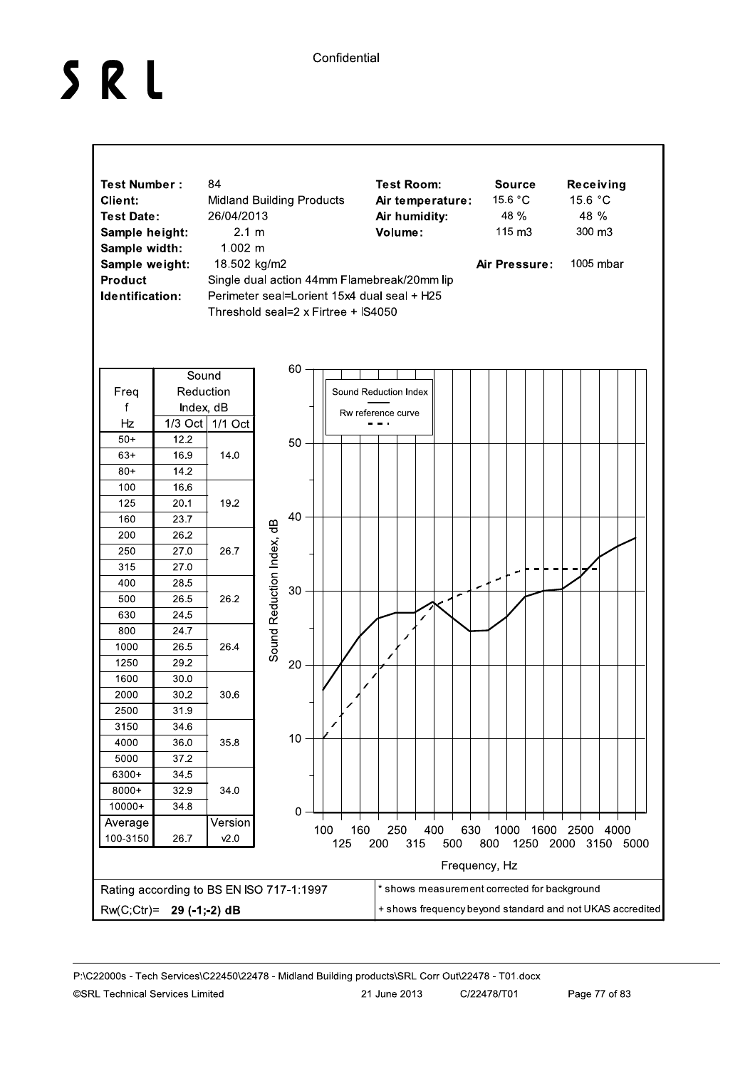Confidential

| | | | | |
|---|---|---|---|---|
| **Test Number :** | 84 | **Test Room:** | **Source** | **Receiving** |
| **Client:** | Midland Building Products | **Air temperature:** | 15.6 °C | 15.6 °C |
| **Test Date:** | 26/04/2013 | **Air humidity:** | 48 % | 48 % |
| **Sample height:** | 2.1 m | **Volume:** | 115 m3 | 300 m3 |
| **Sample width:** | 1.002 m | | | |
| **Sample weight:** | 18.502 kg/m2 | **Air Pressure:** | 1005 mbar | |
| **Product Identification:** | Single dual action 44mm Flamebreak/20mm lip<br>Perimeter seal=Lorient 15x4 dual seal + H25<br>Threshold seal=2 x Firtree + IS4050 | | | |

| Freq f Hz | Sound Reduction Index, dB 1/3 Oct | 1/1 Oct |
|---|---|---|
| 50+ | 12.2 | |
| 63+ | 16.9 | 14.0 |
| 80+ | 14.2 | |
| 100 | 16.6 | |
| 125 | 20.1 | 19.2 |
| 160 | 23.7 | |
| 200 | 26.2 | |
| 250 | 27.0 | 26.7 |
| 315 | 27.0 | |
| 400 | 28.5 | |
| 500 | 26.5 | 26.2 |
| 630 | 24.5 | |
| 800 | 24.7 | |
| 1000 | 26.5 | 26.4 |
| 1250 | 29.2 | |
| 1600 | 30.0 | |
| 2000 | 30.2 | 30.6 |
| 2500 | 31.9 | |
| 3150 | 34.6 | |
| 4000 | 36.0 | 35.8 |
| 5000 | 37.2 | |
| 6300+ | 34.5 | |
| 8000+ | 32.9 | 34.0 |
| 10000+ | 34.8 | |
| Average 100-3150 | 26.7 | Version v2.0 |

Sound Reduction Index
Rw reference curve

Sound Reduction Index, dB
0 10 20 30 40 50 60
100 125 160 200 250 315 400 500 630 800 1000 1250 1600 2000 2500 3150 4000 5000
Frequency, Hz

| Rating according to BS EN ISO 717-1:1997 | * shows measurement corrected for background |
|---|---|
| Rw(C;Ctr)= **29 (-1;-2) dB** | + shows frequency beyond standard and not UKAS accredited |

P:\C22000s - Tech Services\C22450\22478 - Midland Building products\SRL Corr Out\22478 - T01.docx
©SRL Technical Services Limited 21 June 2013 C/22478/T01